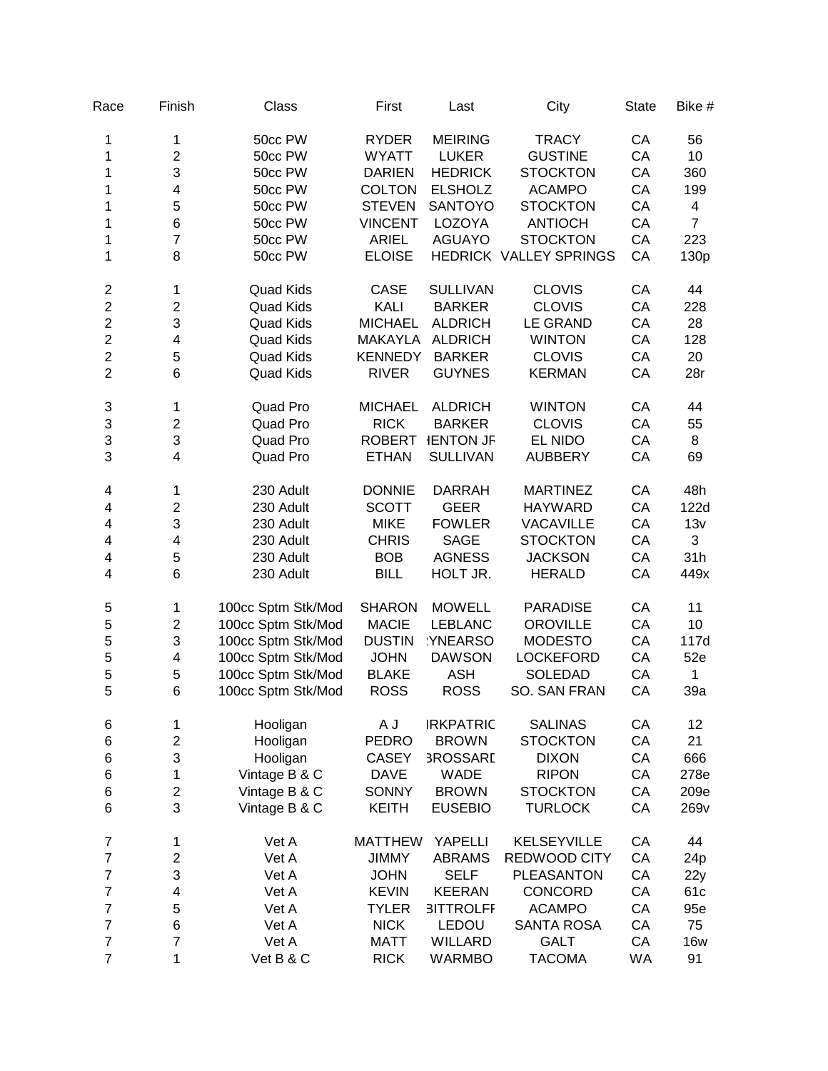| Race | Finish | Class | First | Last | City | State | Bike # |
|---|---|---|---|---|---|---|---|
| 1 | 1 | 50cc PW | RYDER | MEIRING | TRACY | CA | 56 |
| 1 | 2 | 50cc PW | WYATT | LUKER | GUSTINE | CA | 10 |
| 1 | 3 | 50cc PW | DARIEN | HEDRICK | STOCKTON | CA | 360 |
| 1 | 4 | 50cc PW | COLTON | ELSHOLZ | ACAMPO | CA | 199 |
| 1 | 5 | 50cc PW | STEVEN | SANTOYO | STOCKTON | CA | 4 |
| 1 | 6 | 50cc PW | VINCENT | LOZOYA | ANTIOCH | CA | 7 |
| 1 | 7 | 50cc PW | ARIEL | AGUAYO | STOCKTON | CA | 223 |
| 1 | 8 | 50cc PW | ELOISE | HEDRICK | VALLEY SPRINGS | CA | 130p |
| 2 | 1 | Quad Kids | CASE | SULLIVAN | CLOVIS | CA | 44 |
| 2 | 2 | Quad Kids | KALI | BARKER | CLOVIS | CA | 228 |
| 2 | 3 | Quad Kids | MICHAEL | ALDRICH | LE GRAND | CA | 28 |
| 2 | 4 | Quad Kids | MAKAYLA | ALDRICH | WINTON | CA | 128 |
| 2 | 5 | Quad Kids | KENNEDY | BARKER | CLOVIS | CA | 20 |
| 2 | 6 | Quad Kids | RIVER | GUYNES | KERMAN | CA | 28r |
| 3 | 1 | Quad Pro | MICHAEL | ALDRICH | WINTON | CA | 44 |
| 3 | 2 | Quad Pro | RICK | BARKER | CLOVIS | CA | 55 |
| 3 | 3 | Quad Pro | ROBERT | HENTON JR | EL NIDO | CA | 8 |
| 3 | 4 | Quad Pro | ETHAN | SULLIVAN | AUBBERY | CA | 69 |
| 4 | 1 | 230 Adult | DONNIE | DARRAH | MARTINEZ | CA | 48h |
| 4 | 2 | 230 Adult | SCOTT | GEER | HAYWARD | CA | 122d |
| 4 | 3 | 230 Adult | MIKE | FOWLER | VACAVILLE | CA | 13v |
| 4 | 4 | 230 Adult | CHRIS | SAGE | STOCKTON | CA | 3 |
| 4 | 5 | 230 Adult | BOB | AGNESS | JACKSON | CA | 31h |
| 4 | 6 | 230 Adult | BILL | HOLT JR. | HERALD | CA | 449x |
| 5 | 1 | 100cc Sptm Stk/Mod | SHARON | MOWELL | PARADISE | CA | 11 |
| 5 | 2 | 100cc Sptm Stk/Mod | MACIE | LEBLANC | OROVILLE | CA | 10 |
| 5 | 3 | 100cc Sptm Stk/Mod | DUSTIN | :YNEARSO | MODESTO | CA | 117d |
| 5 | 4 | 100cc Sptm Stk/Mod | JOHN | DAWSON | LOCKEFORD | CA | 52e |
| 5 | 5 | 100cc Sptm Stk/Mod | BLAKE | ASH | SOLEDAD | CA | 1 |
| 5 | 6 | 100cc Sptm Stk/Mod | ROSS | ROSS | SO. SAN FRAN | CA | 39a |
| 6 | 1 | Hooligan | A J | IRKPATRIC | SALINAS | CA | 12 |
| 6 | 2 | Hooligan | PEDRO | BROWN | STOCKTON | CA | 21 |
| 6 | 3 | Hooligan | CASEY | BROSSARD | DIXON | CA | 666 |
| 6 | 1 | Vintage B & C | DAVE | WADE | RIPON | CA | 278e |
| 6 | 2 | Vintage B & C | SONNY | BROWN | STOCKTON | CA | 209e |
| 6 | 3 | Vintage B & C | KEITH | EUSEBIO | TURLOCK | CA | 269v |
| 7 | 1 | Vet A | MATTHEW | YAPELLI | KELSEYVILLE | CA | 44 |
| 7 | 2 | Vet A | JIMMY | ABRAMS | REDWOOD CITY | CA | 24p |
| 7 | 3 | Vet A | JOHN | SELF | PLEASANTON | CA | 22y |
| 7 | 4 | Vet A | KEVIN | KEERAN | CONCORD | CA | 61c |
| 7 | 5 | Vet A | TYLER | BITTROLFF | ACAMPO | CA | 95e |
| 7 | 6 | Vet A | NICK | LEDOU | SANTA ROSA | CA | 75 |
| 7 | 7 | Vet A | MATT | WILLARD | GALT | CA | 16w |
| 7 | 1 | Vet B & C | RICK | WARMBO | TACOMA | WA | 91 |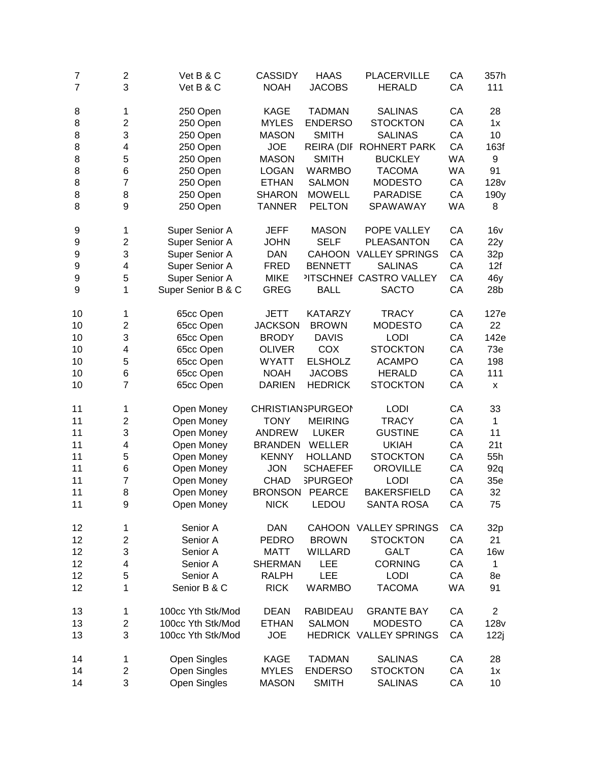| | | | | | | | |
|---|---|---|---|---|---|---|---|
| 7 | 2 | Vet B & C | CASSIDY | HAAS | PLACERVILLE | CA | 357h |
| 7 | 3 | Vet B & C | NOAH | JACOBS | HERALD | CA | 111 |
| | | | | | | | |
| 8 | 1 | 250 Open | KAGE | TADMAN | SALINAS | CA | 28 |
| 8 | 2 | 250 Open | MYLES | ENDERSO | STOCKTON | CA | 1x |
| 8 | 3 | 250 Open | MASON | SMITH | SALINAS | CA | 10 |
| 8 | 4 | 250 Open | JOE | REIRA (DIF | ROHNERT PARK | CA | 163f |
| 8 | 5 | 250 Open | MASON | SMITH | BUCKLEY | WA | 9 |
| 8 | 6 | 250 Open | LOGAN | WARMBO | TACOMA | WA | 91 |
| 8 | 7 | 250 Open | ETHAN | SALMON | MODESTO | CA | 128v |
| 8 | 8 | 250 Open | SHARON | MOWELL | PARADISE | CA | 190y |
| 8 | 9 | 250 Open | TANNER | PELTON | SPAWAWAY | WA | 8 |
| | | | | | | | |
| 9 | 1 | Super Senior A | JEFF | MASON | POPE VALLEY | CA | 16v |
| 9 | 2 | Super Senior A | JOHN | SELF | PLEASANTON | CA | 22y |
| 9 | 3 | Super Senior A | DAN | CAHOON | VALLEY SPRINGS | CA | 32p |
| 9 | 4 | Super Senior A | FRED | BENNETT | SALINAS | CA | 12f |
| 9 | 5 | Super Senior A | MIKE | PITSCHNEF | CASTRO VALLEY | CA | 46y |
| 9 | 1 | Super Senior B & C | GREG | BALL | SACTO | CA | 28b |
| | | | | | | | |
| 10 | 1 | 65cc Open | JETT | KATARZY | TRACY | CA | 127e |
| 10 | 2 | 65cc Open | JACKSON | BROWN | MODESTO | CA | 22 |
| 10 | 3 | 65cc Open | BRODY | DAVIS | LODI | CA | 142e |
| 10 | 4 | 65cc Open | OLIVER | COX | STOCKTON | CA | 73e |
| 10 | 5 | 65cc Open | WYATT | ELSHOLZ | ACAMPO | CA | 198 |
| 10 | 6 | 65cc Open | NOAH | JACOBS | HERALD | CA | 111 |
| 10 | 7 | 65cc Open | DARIEN | HEDRICK | STOCKTON | CA | x |
| | | | | | | | |
| 11 | 1 | Open Money | CHRISTIAN | SPURGEON | LODI | CA | 33 |
| 11 | 2 | Open Money | TONY | MEIRING | TRACY | CA | 1 |
| 11 | 3 | Open Money | ANDREW | LUKER | GUSTINE | CA | 11 |
| 11 | 4 | Open Money | BRANDEN | WELLER | UKIAH | CA | 21t |
| 11 | 5 | Open Money | KENNY | HOLLAND | STOCKTON | CA | 55h |
| 11 | 6 | Open Money | JON | SCHAEFER | OROVILLE | CA | 92q |
| 11 | 7 | Open Money | CHAD | SPURGEON | LODI | CA | 35e |
| 11 | 8 | Open Money | BRONSON | PEARCE | BAKERSFIELD | CA | 32 |
| 11 | 9 | Open Money | NICK | LEDOU | SANTA ROSA | CA | 75 |
| | | | | | | | |
| 12 | 1 | Senior A | DAN | CAHOON | VALLEY SPRINGS | CA | 32p |
| 12 | 2 | Senior A | PEDRO | BROWN | STOCKTON | CA | 21 |
| 12 | 3 | Senior A | MATT | WILLARD | GALT | CA | 16w |
| 12 | 4 | Senior A | SHERMAN | LEE | CORNING | CA | 1 |
| 12 | 5 | Senior A | RALPH | LEE | LODI | CA | 8e |
| 12 | 1 | Senior B & C | RICK | WARMBO | TACOMA | WA | 91 |
| | | | | | | | |
| 13 | 1 | 100cc Yth Stk/Mod | DEAN | RABIDEAU | GRANTE BAY | CA | 2 |
| 13 | 2 | 100cc Yth Stk/Mod | ETHAN | SALMON | MODESTO | CA | 128v |
| 13 | 3 | 100cc Yth Stk/Mod | JOE | HEDRICK | VALLEY SPRINGS | CA | 122j |
| | | | | | | | |
| 14 | 1 | Open Singles | KAGE | TADMAN | SALINAS | CA | 28 |
| 14 | 2 | Open Singles | MYLES | ENDERSO | STOCKTON | CA | 1x |
| 14 | 3 | Open Singles | MASON | SMITH | SALINAS | CA | 10 |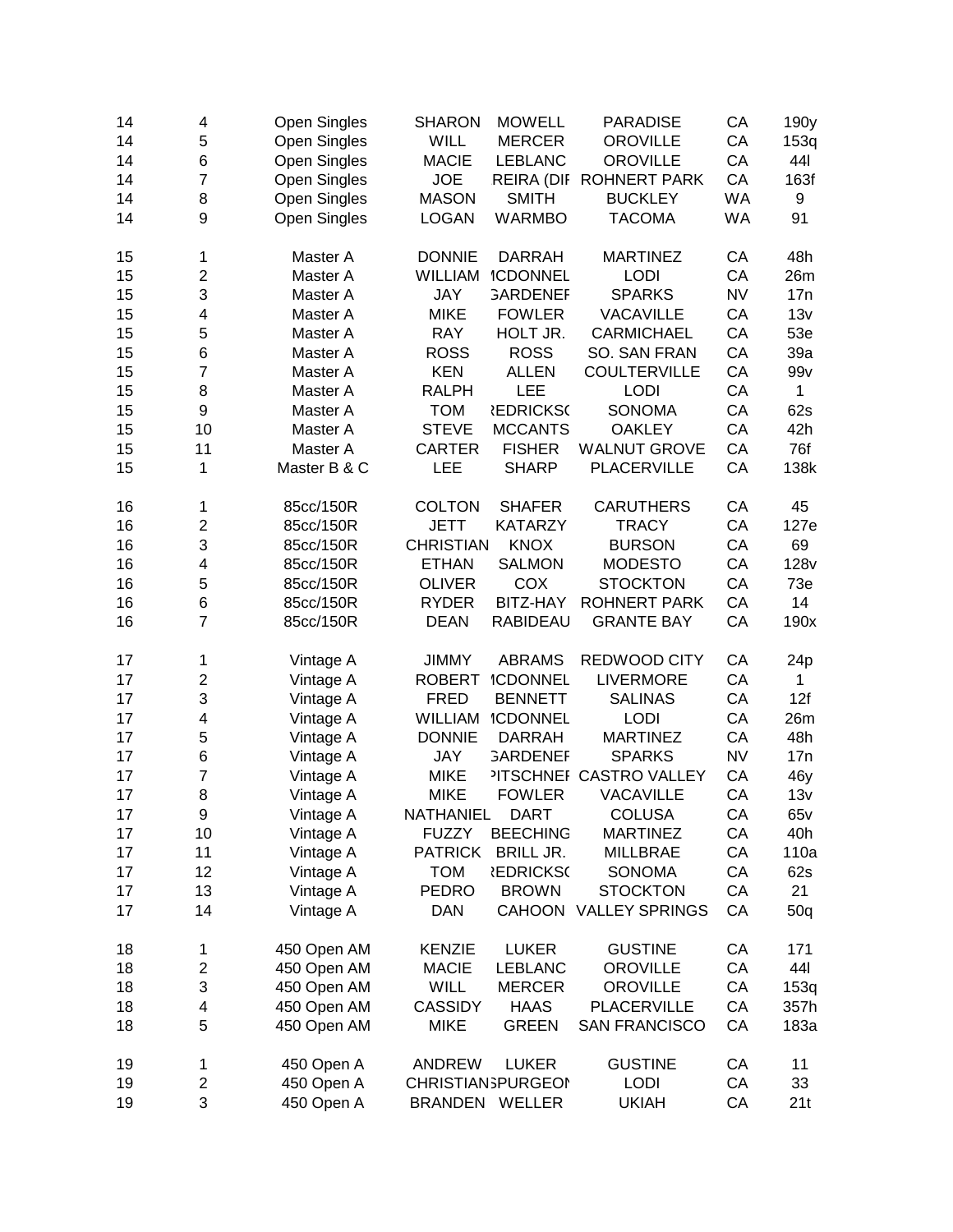| | | | | | | | |
|---|---|---|---|---|---|---|---|
| 14 | 4 | Open Singles | SHARON | MOWELL | PARADISE | CA | 190y |
| 14 | 5 | Open Singles | WILL | MERCER | OROVILLE | CA | 153q |
| 14 | 6 | Open Singles | MACIE | LEBLANC | OROVILLE | CA | 44l |
| 14 | 7 | Open Singles | JOE | REIRA (DIF | ROHNERT PARK | CA | 163f |
| 14 | 8 | Open Singles | MASON | SMITH | BUCKLEY | WA | 9 |
| 14 | 9 | Open Singles | LOGAN | WARMBO | TACOMA | WA | 91 |
| | | | | | | | |
| 15 | 1 | Master A | DONNIE | DARRAH | MARTINEZ | CA | 48h |
| 15 | 2 | Master A | WILLIAM | ICDONNEL | LODI | CA | 26m |
| 15 | 3 | Master A | JAY | GARDENEF | SPARKS | NV | 17n |
| 15 | 4 | Master A | MIKE | FOWLER | VACAVILLE | CA | 13v |
| 15 | 5 | Master A | RAY | HOLT JR. | CARMICHAEL | CA | 53e |
| 15 | 6 | Master A | ROSS | ROSS | SO. SAN FRAN | CA | 39a |
| 15 | 7 | Master A | KEN | ALLEN | COULTERVILLE | CA | 99v |
| 15 | 8 | Master A | RALPH | LEE | LODI | CA | 1 |
| 15 | 9 | Master A | TOM | REDRICKS( | SONOMA | CA | 62s |
| 15 | 10 | Master A | STEVE | MCCANTS | OAKLEY | CA | 42h |
| 15 | 11 | Master A | CARTER | FISHER | WALNUT GROVE | CA | 76f |
| 15 | 1 | Master B & C | LEE | SHARP | PLACERVILLE | CA | 138k |
| | | | | | | | |
| 16 | 1 | 85cc/150R | COLTON | SHAFER | CARUTHERS | CA | 45 |
| 16 | 2 | 85cc/150R | JETT | KATARZY | TRACY | CA | 127e |
| 16 | 3 | 85cc/150R | CHRISTIAN | KNOX | BURSON | CA | 69 |
| 16 | 4 | 85cc/150R | ETHAN | SALMON | MODESTO | CA | 128v |
| 16 | 5 | 85cc/150R | OLIVER | COX | STOCKTON | CA | 73e |
| 16 | 6 | 85cc/150R | RYDER | BITZ-HAY | ROHNERT PARK | CA | 14 |
| 16 | 7 | 85cc/150R | DEAN | RABIDEAU | GRANTE BAY | CA | 190x |
| | | | | | | | |
| 17 | 1 | Vintage A | JIMMY | ABRAMS | REDWOOD CITY | CA | 24p |
| 17 | 2 | Vintage A | ROBERT | ICDONNEL | LIVERMORE | CA | 1 |
| 17 | 3 | Vintage A | FRED | BENNETT | SALINAS | CA | 12f |
| 17 | 4 | Vintage A | WILLIAM | ICDONNEL | LODI | CA | 26m |
| 17 | 5 | Vintage A | DONNIE | DARRAH | MARTINEZ | CA | 48h |
| 17 | 6 | Vintage A | JAY | GARDENEF | SPARKS | NV | 17n |
| 17 | 7 | Vintage A | MIKE | PITSCHNEF | CASTRO VALLEY | CA | 46y |
| 17 | 8 | Vintage A | MIKE | FOWLER | VACAVILLE | CA | 13v |
| 17 | 9 | Vintage A | NATHANIEL | DART | COLUSA | CA | 65v |
| 17 | 10 | Vintage A | FUZZY | BEECHING | MARTINEZ | CA | 40h |
| 17 | 11 | Vintage A | PATRICK | BRILL JR. | MILLBRAE | CA | 110a |
| 17 | 12 | Vintage A | TOM | REDRICKS( | SONOMA | CA | 62s |
| 17 | 13 | Vintage A | PEDRO | BROWN | STOCKTON | CA | 21 |
| 17 | 14 | Vintage A | DAN | CAHOON | VALLEY SPRINGS | CA | 50q |
| | | | | | | | |
| 18 | 1 | 450 Open AM | KENZIE | LUKER | GUSTINE | CA | 171 |
| 18 | 2 | 450 Open AM | MACIE | LEBLANC | OROVILLE | CA | 44l |
| 18 | 3 | 450 Open AM | WILL | MERCER | OROVILLE | CA | 153q |
| 18 | 4 | 450 Open AM | CASSIDY | HAAS | PLACERVILLE | CA | 357h |
| 18 | 5 | 450 Open AM | MIKE | GREEN | SAN FRANCISCO | CA | 183a |
| | | | | | | | |
| 19 | 1 | 450 Open A | ANDREW | LUKER | GUSTINE | CA | 11 |
| 19 | 2 | 450 Open A | CHRISTIAN | SPURGEON | LODI | CA | 33 |
| 19 | 3 | 450 Open A | BRANDEN | WELLER | UKIAH | CA | 21t |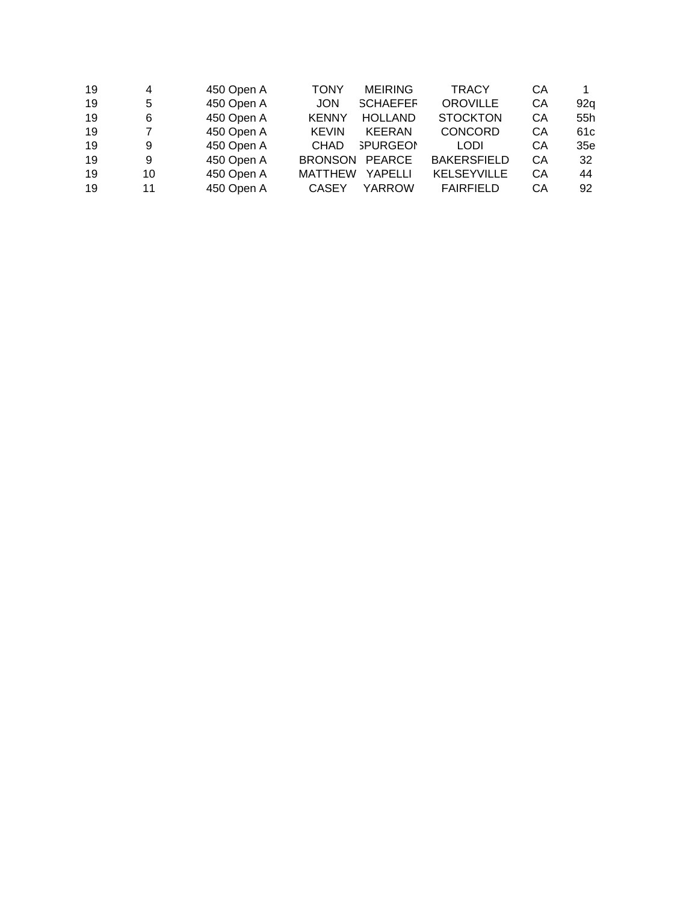| | | | | | | | |
|---|---|---|---|---|---|---|---|
| 19 | 4 | 450 Open A | TONY | MEIRING | TRACY | CA | 1 |
| 19 | 5 | 450 Open A | JON | SCHAEFER | OROVILLE | CA | 92q |
| 19 | 6 | 450 Open A | KENNY | HOLLAND | STOCKTON | CA | 55h |
| 19 | 7 | 450 Open A | KEVIN | KEERAN | CONCORD | CA | 61c |
| 19 | 9 | 450 Open A | CHAD | SPURGEON | LODI | CA | 35e |
| 19 | 9 | 450 Open A | BRONSON | PEARCE | BAKERSFIELD | CA | 32 |
| 19 | 10 | 450 Open A | MATTHEW | YAPELLI | KELSEYVILLE | CA | 44 |
| 19 | 11 | 450 Open A | CASEY | YARROW | FAIRFIELD | CA | 92 |